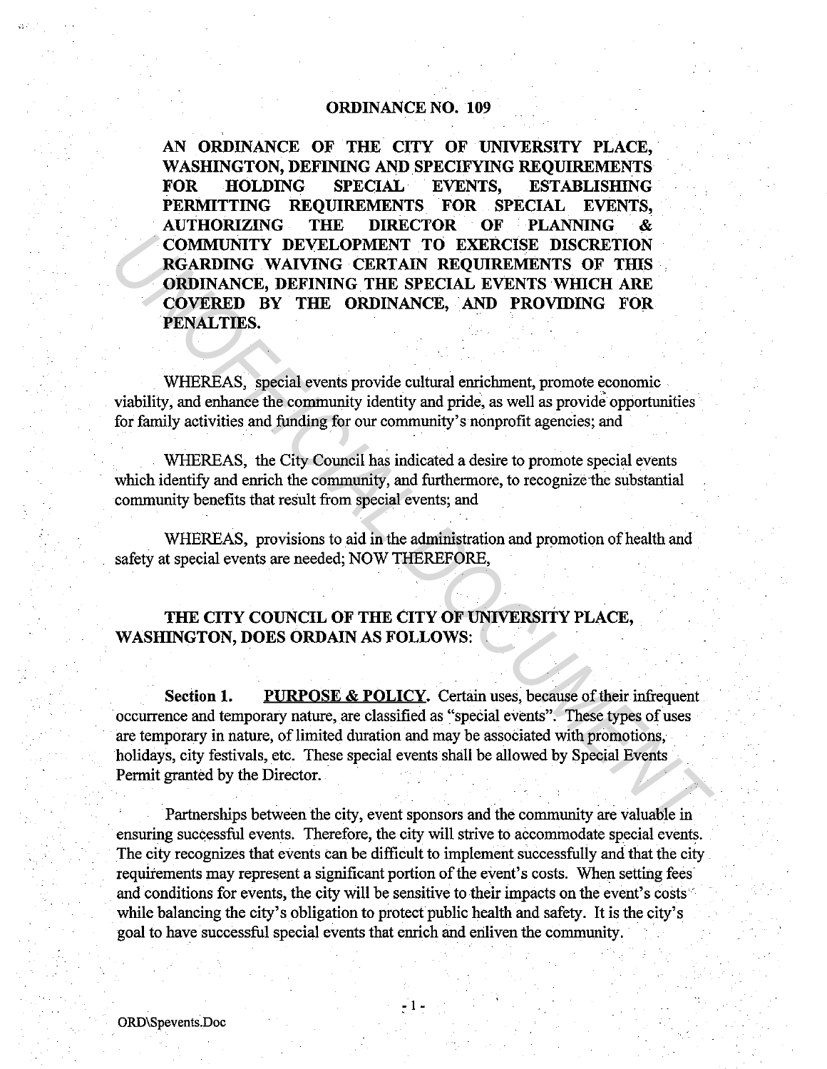# ORDINANCE NO. 109

**AN ORDINANCE OF THE CITY OF UNIVERSITY PLACE, WASHINGTON, DEFINING AND SPECIFYING REQUIREMENTS FOR HOLDING SPECIAL EVENTS, ESTABLISHING PERMITTING REQUIREMENTS FOR SPECIAL EVENTS, AUTHORIZING THE DIRECTOR OF PLANNING & COMMUNITY DEVELOPMENT TO EXERCISE DISCRETION RGARDING WAIVING CERTAIN REQUIREMENTS OF THIS ORDINANCE, DEFINING THE SPECIAL EVENTS WHICH ARE COVERED BY THE ORDINANCE, AND PROVIDING FOR PENALTIES.**

WHEREAS, special events provide cultural enrichment, promote economic viability, and enhance the community identity and pride, as well as provide opportunities for family activities and funding for our community's nonprofit agencies; and

WHEREAS, the City Council has indicated a desire to promote special events which identify and enrich the community, and furthermore, to recognize the substantial community benefits that result from special events; and

WHEREAS, provisions to aid in the administration and promotion of health and safety at special events are needed; NOW THEREFORE,

**THE CITY COUNCIL OF THE CITY OF UNIVERSITY PLACE, WASHINGTON, DOES ORDAIN AS FOLLOWS:**

**Section 1. PURPOSE & POLICY.** Certain uses, because of their infrequent occurrence and temporary nature, are classified as "special events". These types of uses are temporary in nature, of limited duration and may be associated with promotions, holidays, city festivals, etc. These special events shall be allowed by Special Events Permit granted by the Director.

Partnerships between the city, event sponsors and the community are valuable in ensuring successful events. Therefore, the city will strive to accommodate special events. The city recognizes that events can be difficult to implement successfully and that the city requirements may represent a significant portion of the event's costs. When setting fees and conditions for events, the city will be sensitive to their impacts on the event's costs while balancing the city's obligation to protect public health and safety. It is the city's goal to have successful special events that enrich and enliven the community.

ORD\Spevents.Doc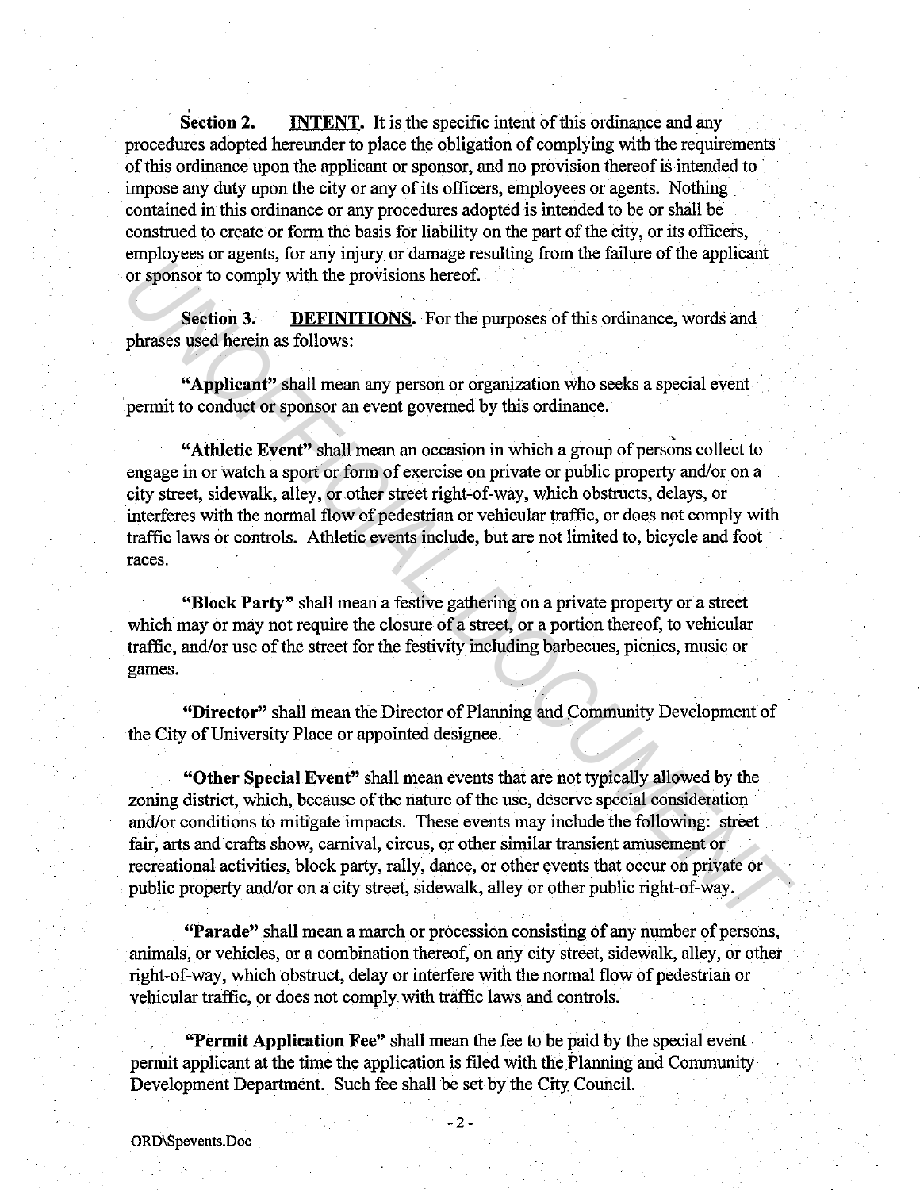**Section 2.** **INTENT.** It is the specific intent of this ordinance and any procedures adopted hereunder to place the obligation of complying with the requirements of this ordinance upon the applicant or sponsor, and no provision thereof is intended to impose any duty upon the city or any of its officers, employees or agents. Nothing contained in this ordinance or any procedures adopted is intended to be or shall be construed to create or form the basis for liability on the part of the city, or its officers, employees or agents, for any injury or damage resulting from the failure of the applicant or sponsor to comply with the provisions hereof.

**Section 3.** **DEFINITIONS.** For the purposes of this ordinance, words and phrases used herein as follows:

**"Applicant"** shall mean any person or organization who seeks a special event permit to conduct or sponsor an event governed by this ordinance.

**"Athletic Event"** shall mean an occasion in which a group of persons collect to engage in or watch a sport or form of exercise on private or public property and/or on a city street, sidewalk, alley, or other street right-of-way, which obstructs, delays, or interferes with the normal flow of pedestrian or vehicular traffic, or does not comply with traffic laws or controls. Athletic events include, but are not limited to, bicycle and foot races.

**"Block Party"** shall mean a festive gathering on a private property or a street which may or may not require the closure of a street, or a portion thereof, to vehicular traffic, and/or use of the street for the festivity including barbecues, picnics, music or games.

**"Director"** shall mean the Director of Planning and Community Development of the City of University Place or appointed designee.

**"Other Special Event"** shall mean events that are not typically allowed by the zoning district, which, because of the nature of the use, deserve special consideration and/or conditions to mitigate impacts. These events may include the following: street fair, arts and crafts show, carnival, circus, or other similar transient amusement or recreational activities, block party, rally, dance, or other events that occur on private or public property and/or on a city street, sidewalk, alley or other public right-of-way.

**"Parade"** shall mean a march or procession consisting of any number of persons, animals, or vehicles, or a combination thereof, on any city street, sidewalk, alley, or other right-of-way, which obstruct, delay or interfere with the normal flow of pedestrian or vehicular traffic, or does not comply with traffic laws and controls.

**"Permit Application Fee"** shall mean the fee to be paid by the special event permit applicant at the time the application is filed with the Planning and Community Development Department. Such fee shall be set by the City Council.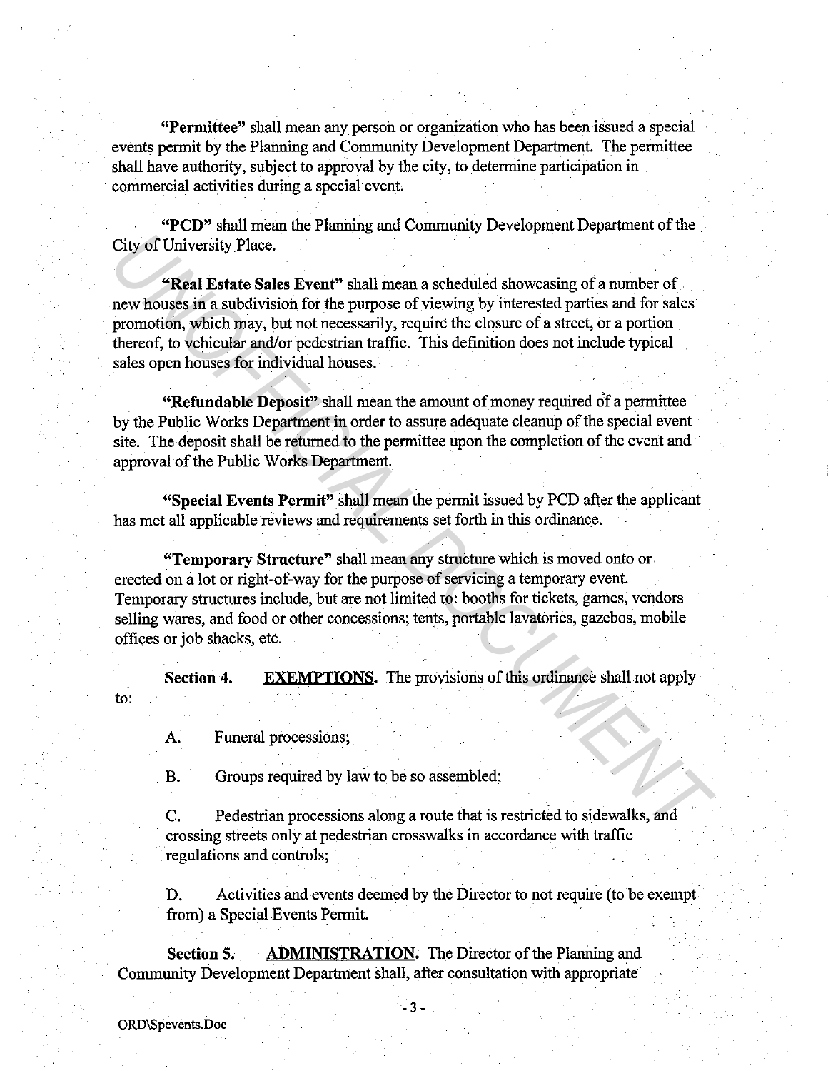**"Permittee"** shall mean any person or organization who has been issued a special events permit by the Planning and Community Development Department. The permittee shall have authority, subject to approval by the city, to determine participation in commercial activities during a special event.

**"PCD"** shall mean the Planning and Community Development Department of the City of University Place.

**"Real Estate Sales Event"** shall mean a scheduled showcasing of a number of new houses in a subdivision for the purpose of viewing by interested parties and for sales promotion, which may, but not necessarily, require the closure of a street, or a portion thereof, to vehicular and/or pedestrian traffic. This definition does not include typical sales open houses for individual houses.

**"Refundable Deposit"** shall mean the amount of money required of a permittee by the Public Works Department in order to assure adequate cleanup of the special event site. The deposit shall be returned to the permittee upon the completion of the event and approval of the Public Works Department.

**"Special Events Permit"** shall mean the permit issued by PCD after the applicant has met all applicable reviews and requirements set forth in this ordinance.

**"Temporary Structure"** shall mean any structure which is moved onto or erected on a lot or right-of-way for the purpose of servicing a temporary event. Temporary structures include, but are not limited to: booths for tickets, games, vendors selling wares, and food or other concessions; tents, portable lavatories, gazebos, mobile offices or job shacks, etc.

**Section 4.** **EXEMPTIONS.** The provisions of this ordinance shall not apply to:

A. Funeral processions;

B. Groups required by law to be so assembled;

C. Pedestrian processions along a route that is restricted to sidewalks, and crossing streets only at pedestrian crosswalks in accordance with traffic regulations and controls;

D. Activities and events deemed by the Director to not require (to be exempt from) a Special Events Permit.

**Section 5.** **ADMINISTRATION.** The Director of the Planning and Community Development Department shall, after consultation with appropriate

ORD\Spevents.Doc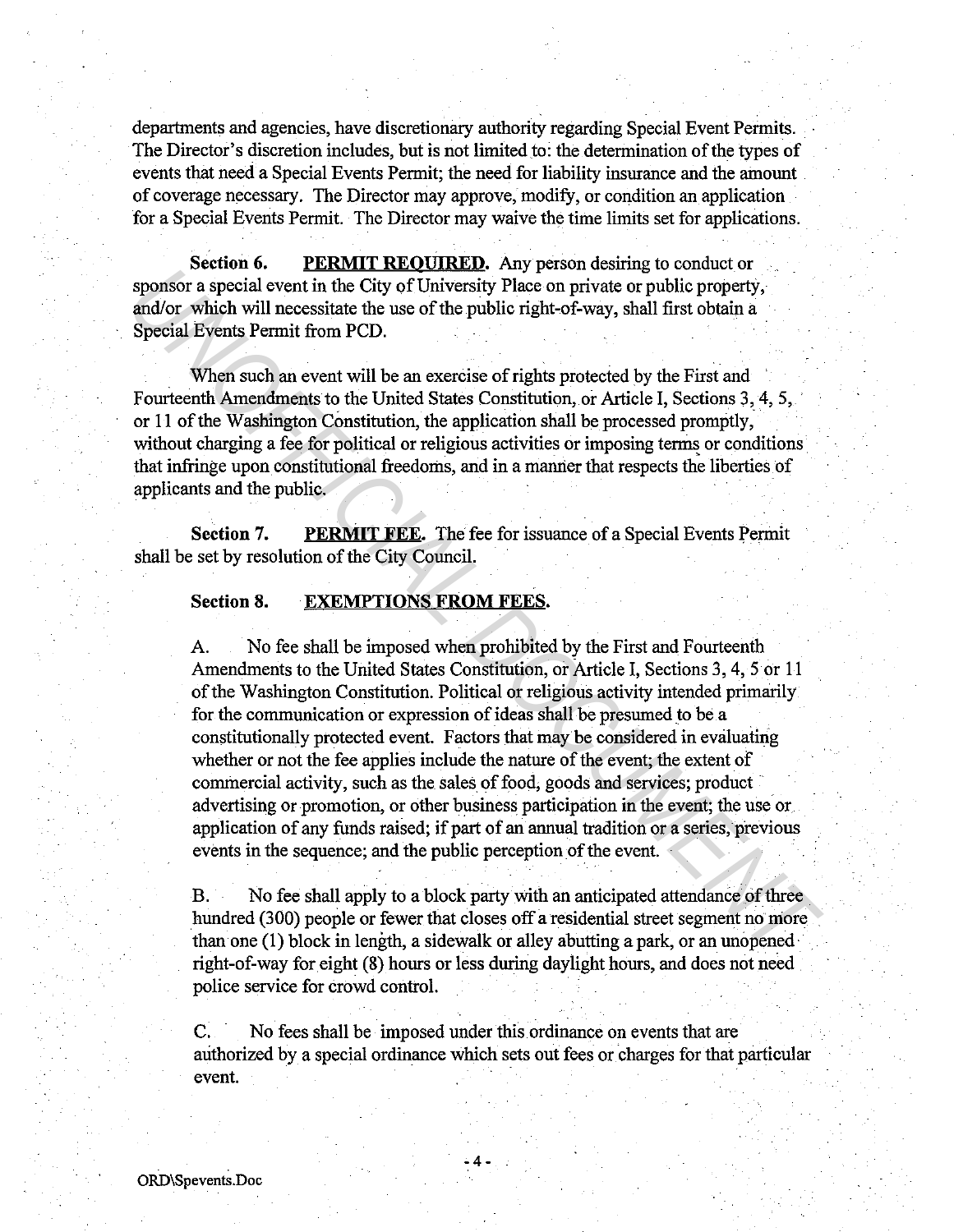departments and agencies, have discretionary authority regarding Special Event Permits. The Director's discretion includes, but is not limited to: the determination of the types of events that need a Special Events Permit; the need for liability insurance and the amount of coverage necessary. The Director may approve, modify, or condition an application for a Special Events Permit. The Director may waive the time limits set for applications.

**Section 6.** **PERMIT REQUIRED.** Any person desiring to conduct or sponsor a special event in the City of University Place on private or public property, and/or which will necessitate the use of the public right-of-way, shall first obtain a Special Events Permit from PCD.

When such an event will be an exercise of rights protected by the First and Fourteenth Amendments to the United States Constitution, or Article I, Sections 3, 4, 5, or 11 of the Washington Constitution, the application shall be processed promptly, without charging a fee for political or religious activities or imposing terms or conditions that infringe upon constitutional freedoms, and in a manner that respects the liberties of applicants and the public.

**Section 7.** **PERMIT FEE.** The fee for issuance of a Special Events Permit shall be set by resolution of the City Council.

**Section 8.** **EXEMPTIONS FROM FEES.**

A. No fee shall be imposed when prohibited by the First and Fourteenth Amendments to the United States Constitution, or Article I, Sections 3, 4, 5 or 11 of the Washington Constitution. Political or religious activity intended primarily for the communication or expression of ideas shall be presumed to be a constitutionally protected event. Factors that may be considered in evaluating whether or not the fee applies include the nature of the event; the extent of commercial activity, such as the sales of food, goods and services; product advertising or promotion, or other business participation in the event; the use or application of any funds raised; if part of an annual tradition or a series, previous events in the sequence; and the public perception of the event.

B. No fee shall apply to a block party with an anticipated attendance of three hundred (300) people or fewer that closes off a residential street segment no more than one (1) block in length, a sidewalk or alley abutting a park, or an unopened right-of-way for eight (8) hours or less during daylight hours, and does not need police service for crowd control.

C. No fees shall be imposed under this ordinance on events that are authorized by a special ordinance which sets out fees or charges for that particular event.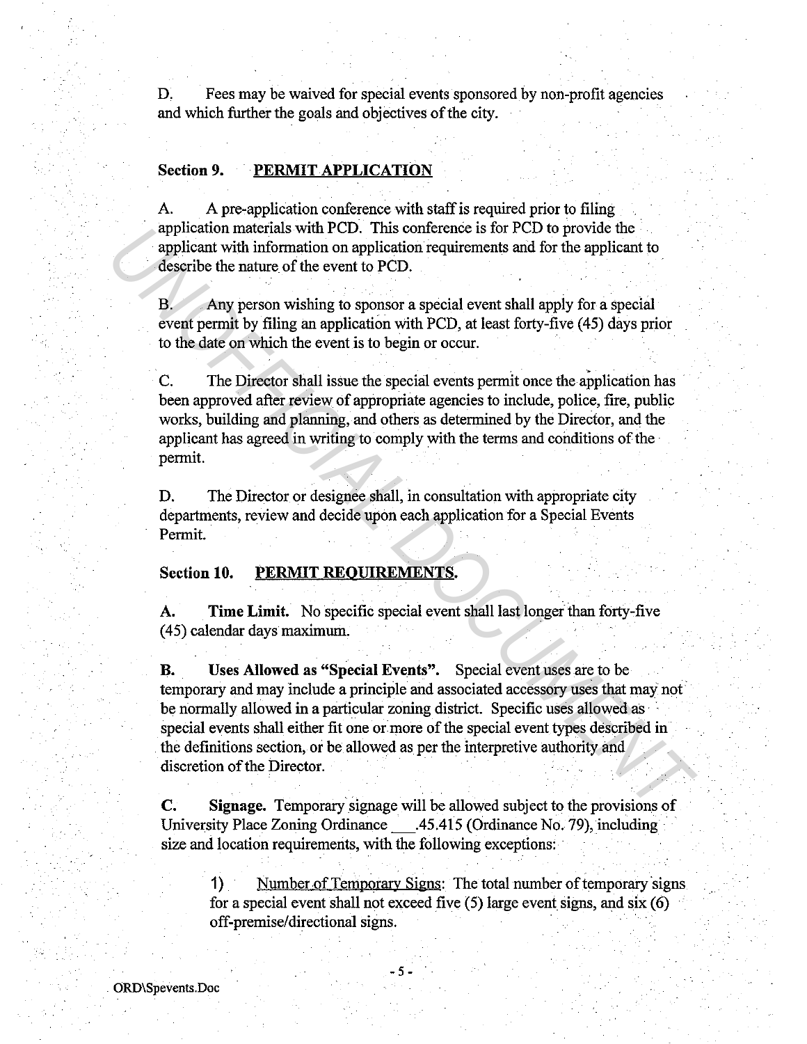D. Fees may be waived for special events sponsored by non-profit agencies and which further the goals and objectives of the city.

**Section 9. PERMIT APPLICATION**

A. A pre-application conference with staff is required prior to filing application materials with PCD. This conference is for PCD to provide the applicant with information on application requirements and for the applicant to describe the nature of the event to PCD.

B. Any person wishing to sponsor a special event shall apply for a special event permit by filing an application with PCD, at least forty-five (45) days prior to the date on which the event is to begin or occur.

C. The Director shall issue the special events permit once the application has been approved after review of appropriate agencies to include, police, fire, public works, building and planning, and others as determined by the Director, and the applicant has agreed in writing to comply with the terms and conditions of the permit.

D. The Director or designee shall, in consultation with appropriate city departments, review and decide upon each application for a Special Events Permit.

**Section 10. PERMIT REQUIREMENTS.**

**A. Time Limit.** No specific special event shall last longer than forty-five (45) calendar days maximum.

**B. Uses Allowed as "Special Events".** Special event uses are to be temporary and may include a principle and associated accessory uses that may not be normally allowed in a particular zoning district. Specific uses allowed as special events shall either fit one or more of the special event types described in the definitions section, or be allowed as per the interpretive authority and discretion of the Director.

**C. Signage.** Temporary signage will be allowed subject to the provisions of University Place Zoning Ordinance \_\_\_.45.415 (Ordinance No. 79), including size and location requirements, with the following exceptions:

1) Number of Temporary Signs: The total number of temporary signs for a special event shall not exceed five (5) large event signs, and six (6) off-premise/directional signs.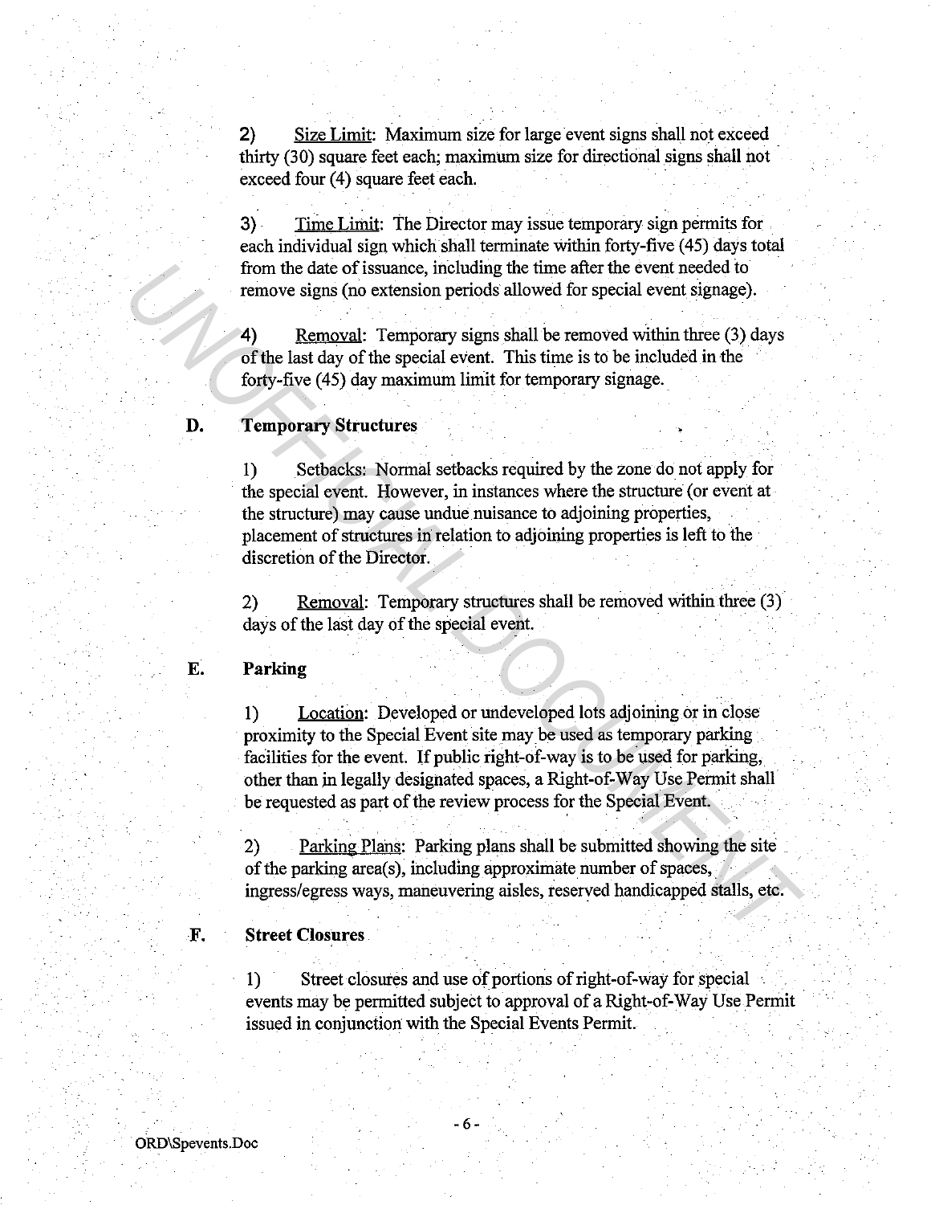2) Size Limit: Maximum size for large event signs shall not exceed thirty (30) square feet each; maximum size for directional signs shall not exceed four (4) square feet each.

3) Time Limit: The Director may issue temporary sign permits for each individual sign which shall terminate within forty-five (45) days total from the date of issuance, including the time after the event needed to remove signs (no extension periods allowed for special event signage).

4) Removal: Temporary signs shall be removed within three (3) days of the last day of the special event. This time is to be included in the forty-five (45) day maximum limit for temporary signage.

**D. Temporary Structures**

1) Setbacks: Normal setbacks required by the zone do not apply for the special event. However, in instances where the structure (or event at the structure) may cause undue nuisance to adjoining properties, placement of structures in relation to adjoining properties is left to the discretion of the Director.

2) Removal: Temporary structures shall be removed within three (3) days of the last day of the special event.

**E. Parking**

1) Location: Developed or undeveloped lots adjoining or in close proximity to the Special Event site may be used as temporary parking facilities for the event. If public right-of-way is to be used for parking, other than in legally designated spaces, a Right-of-Way Use Permit shall be requested as part of the review process for the Special Event.

2) Parking Plans: Parking plans shall be submitted showing the site of the parking area(s), including approximate number of spaces, ingress/egress ways, maneuvering aisles, reserved handicapped stalls, etc.

**F. Street Closures**

1) Street closures and use of portions of right-of-way for special events may be permitted subject to approval of a Right-of-Way Use Permit issued in conjunction with the Special Events Permit.

ORD\Spevents.Doc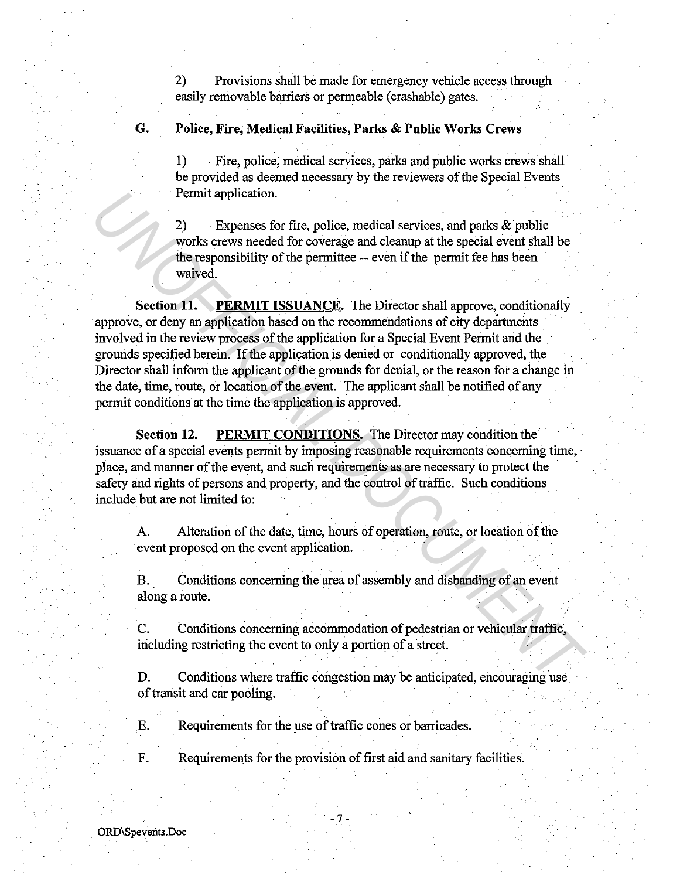2) Provisions shall be made for emergency vehicle access through easily removable barriers or permeable (crashable) gates.

**G. Police, Fire, Medical Facilities, Parks & Public Works Crews**

1) Fire, police, medical services, parks and public works crews shall be provided as deemed necessary by the reviewers of the Special Events Permit application.

2) Expenses for fire, police, medical services, and parks & public works crews needed for coverage and cleanup at the special event shall be the responsibility of the permittee -- even if the permit fee has been waived.

**Section 11. PERMIT ISSUANCE.** The Director shall approve, conditionally approve, or deny an application based on the recommendations of city departments involved in the review process of the application for a Special Event Permit and the grounds specified herein. If the application is denied or conditionally approved, the Director shall inform the applicant of the grounds for denial, or the reason for a change in the date, time, route, or location of the event. The applicant shall be notified of any permit conditions at the time the application is approved.

**Section 12. PERMIT CONDITIONS.** The Director may condition the issuance of a special events permit by imposing reasonable requirements concerning time, place, and manner of the event, and such requirements as are necessary to protect the safety and rights of persons and property, and the control of traffic. Such conditions include but are not limited to:

A. Alteration of the date, time, hours of operation, route, or location of the event proposed on the event application.

B. Conditions concerning the area of assembly and disbanding of an event along a route.

C. Conditions concerning accommodation of pedestrian or vehicular traffic, including restricting the event to only a portion of a street.

D. Conditions where traffic congestion may be anticipated, encouraging use of transit and car pooling.

E. Requirements for the use of traffic cones or barricades.

F. Requirements for the provision of first aid and sanitary facilities.

ORD\Spevents.Doc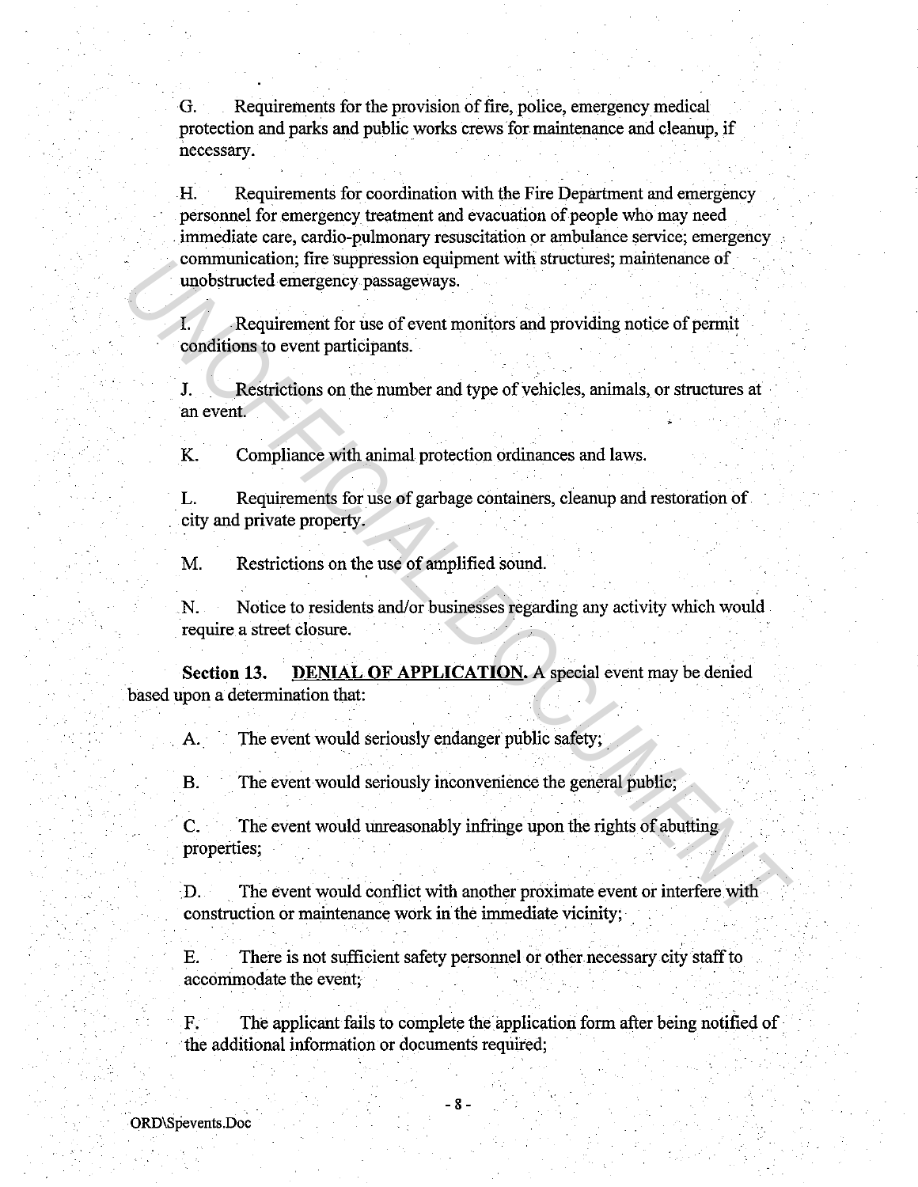G. Requirements for the provision of fire, police, emergency medical protection and parks and public works crews for maintenance and cleanup, if necessary.

H. Requirements for coordination with the Fire Department and emergency personnel for emergency treatment and evacuation of people who may need immediate care, cardio-pulmonary resuscitation or ambulance service; emergency communication; fire suppression equipment with structures; maintenance of unobstructed emergency passageways.

I. Requirement for use of event monitors and providing notice of permit conditions to event participants.

J. Restrictions on the number and type of vehicles, animals, or structures at an event.

K. Compliance with animal protection ordinances and laws.

L. Requirements for use of garbage containers, cleanup and restoration of city and private property.

M. Restrictions on the use of amplified sound.

N. Notice to residents and/or businesses regarding any activity which would require a street closure.

**Section 13. DENIAL OF APPLICATION.** A special event may be denied based upon a determination that:

A. The event would seriously endanger public safety;

B. The event would seriously inconvenience the general public;

C. The event would unreasonably infringe upon the rights of abutting properties;

D. The event would conflict with another proximate event or interfere with construction or maintenance work in the immediate vicinity;

E. There is not sufficient safety personnel or other necessary city staff to accommodate the event;

F. The applicant fails to complete the application form after being notified of the additional information or documents required;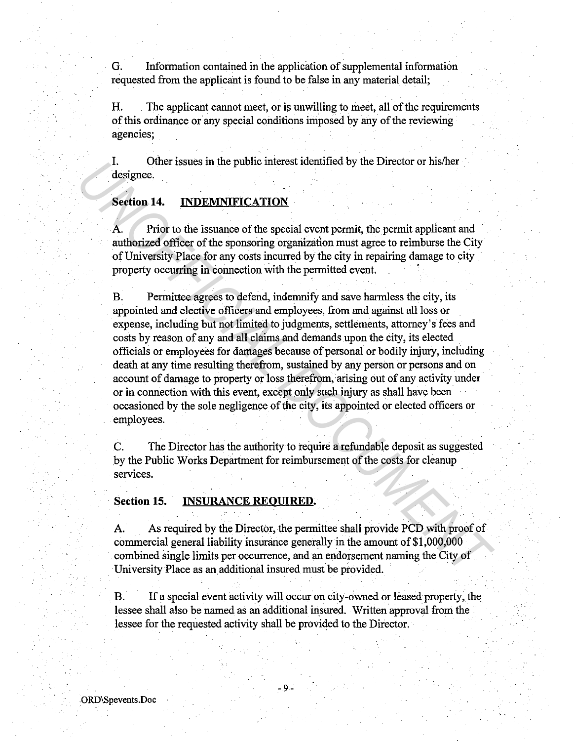G. Information contained in the application of supplemental information requested from the applicant is found to be false in any material detail;

H. The applicant cannot meet, or is unwilling to meet, all of the requirements of this ordinance or any special conditions imposed by any of the reviewing agencies;

I. Other issues in the public interest identified by the Director or his/her designee.

**Section 14. INDEMNIFICATION**

A. Prior to the issuance of the special event permit, the permit applicant and authorized officer of the sponsoring organization must agree to reimburse the City of University Place for any costs incurred by the city in repairing damage to city property occurring in connection with the permitted event.

B. Permittee agrees to defend, indemnify and save harmless the city, its appointed and elective officers and employees, from and against all loss or expense, including but not limited to judgments, settlements, attorney's fees and costs by reason of any and all claims and demands upon the city, its elected officials or employees for damages because of personal or bodily injury, including death at any time resulting therefrom, sustained by any person or persons and on account of damage to property or loss therefrom, arising out of any activity under or in connection with this event, except only such injury as shall have been occasioned by the sole negligence of the city, its appointed or elected officers or employees.

C. The Director has the authority to require a refundable deposit as suggested by the Public Works Department for reimbursement of the costs for cleanup services.

**Section 15. INSURANCE REQUIRED.**

A. As required by the Director, the permittee shall provide PCD with proof of commercial general liability insurance generally in the amount of $1,000,000 combined single limits per occurrence, and an endorsement naming the City of University Place as an additional insured must be provided.

B. If a special event activity will occur on city-owned or leased property, the lessee shall also be named as an additional insured. Written approval from the lessee for the requested activity shall be provided to the Director.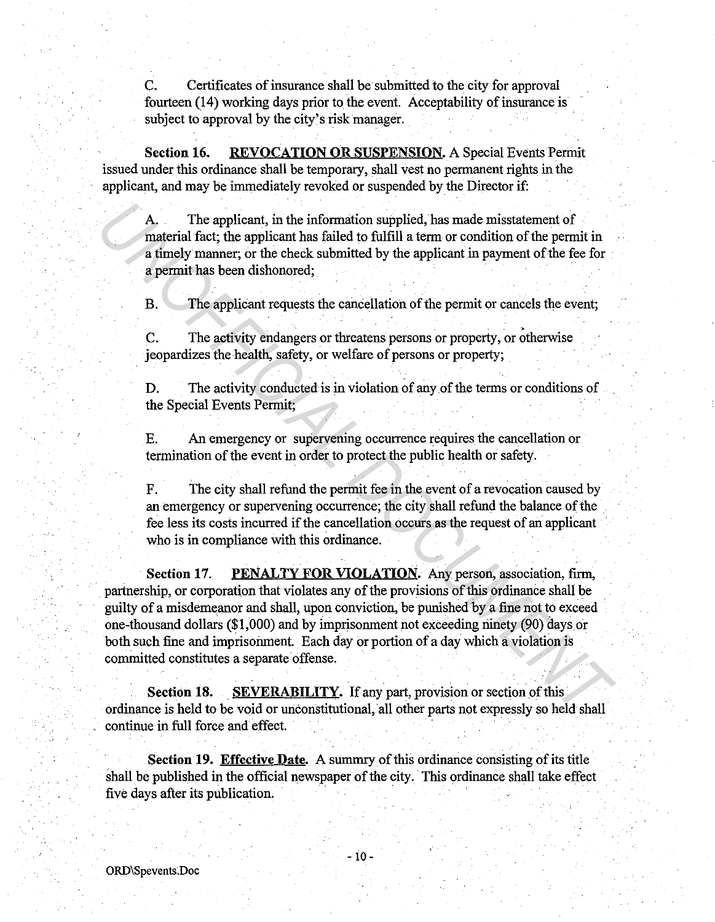C. Certificates of insurance shall be submitted to the city for approval fourteen (14) working days prior to the event. Acceptability of insurance is subject to approval by the city's risk manager.

**Section 16. <u>REVOCATION OR SUSPENSION</u>.** A Special Events Permit issued under this ordinance shall be temporary, shall vest no permanent rights in the applicant, and may be immediately revoked or suspended by the Director if:

A. The applicant, in the information supplied, has made misstatement of material fact; the applicant has failed to fulfill a term or condition of the permit in a timely manner; or the check submitted by the applicant in payment of the fee for a permit has been dishonored;

B. The applicant requests the cancellation of the permit or cancels the event;

C. The activity endangers or threatens persons or property, or otherwise jeopardizes the health, safety, or welfare of persons or property;

D. The activity conducted is in violation of any of the terms or conditions of the Special Events Permit;

E. An emergency or supervening occurrence requires the cancellation or termination of the event in order to protect the public health or safety.

F. The city shall refund the permit fee in the event of a revocation caused by an emergency or supervening occurrence; the city shall refund the balance of the fee less its costs incurred if the cancellation occurs as the request of an applicant who is in compliance with this ordinance.

**Section 17. <u>PENALTY FOR VIOLATION</u>.** Any person, association, firm, partnership, or corporation that violates any of the provisions of this ordinance shall be guilty of a misdemeanor and shall, upon conviction, be punished by a fine not to exceed one-thousand dollars ($1,000) and by imprisonment not exceeding ninety (90) days or both such fine and imprisonment. Each day or portion of a day which a violation is committed constitutes a separate offense.

**Section 18. <u>SEVERABILITY</u>.** If any part, provision or section of this ordinance is held to be void or unconstitutional, all other parts not expressly so held shall continue in full force and effect.

**Section 19. <u>Effective Date</u>.** A summry of this ordinance consisting of its title shall be published in the official newspaper of the city. This ordinance shall take effect five days after its publication.

ORD\Spevents.Doc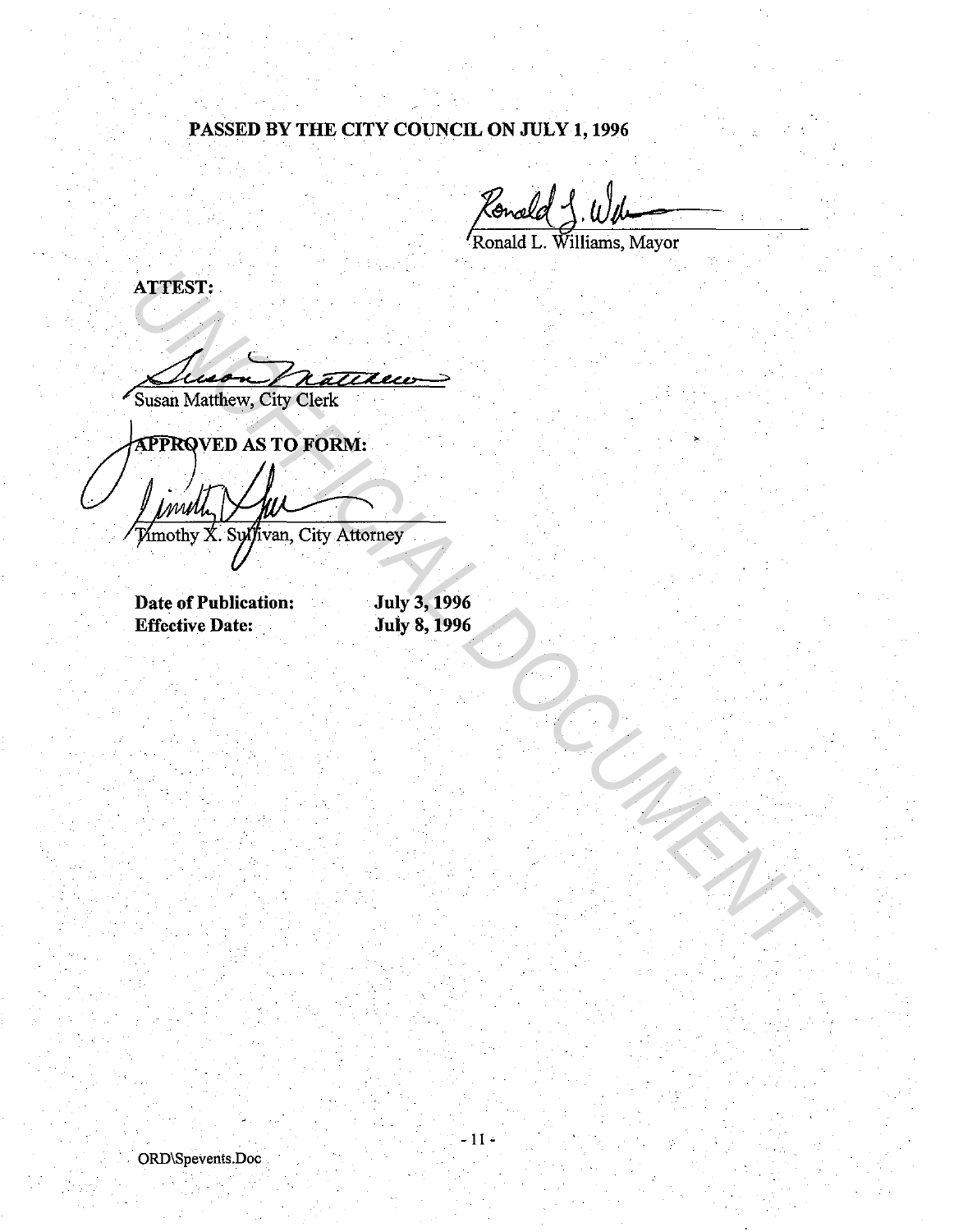**PASSED BY THE CITY COUNCIL ON JULY 1, 1996**

Ronald L. Williams, Mayor

**ATTEST:**

Susan Matthew, City Clerk

**APPROVED AS TO FORM:**

Timothy X. Sullivan, City Attorney

| | |
|---|---|
| **Date of Publication:** | **July 3, 1996** |
| **Effective Date:** | **July 8, 1996** |

ORD\Spevents.Doc